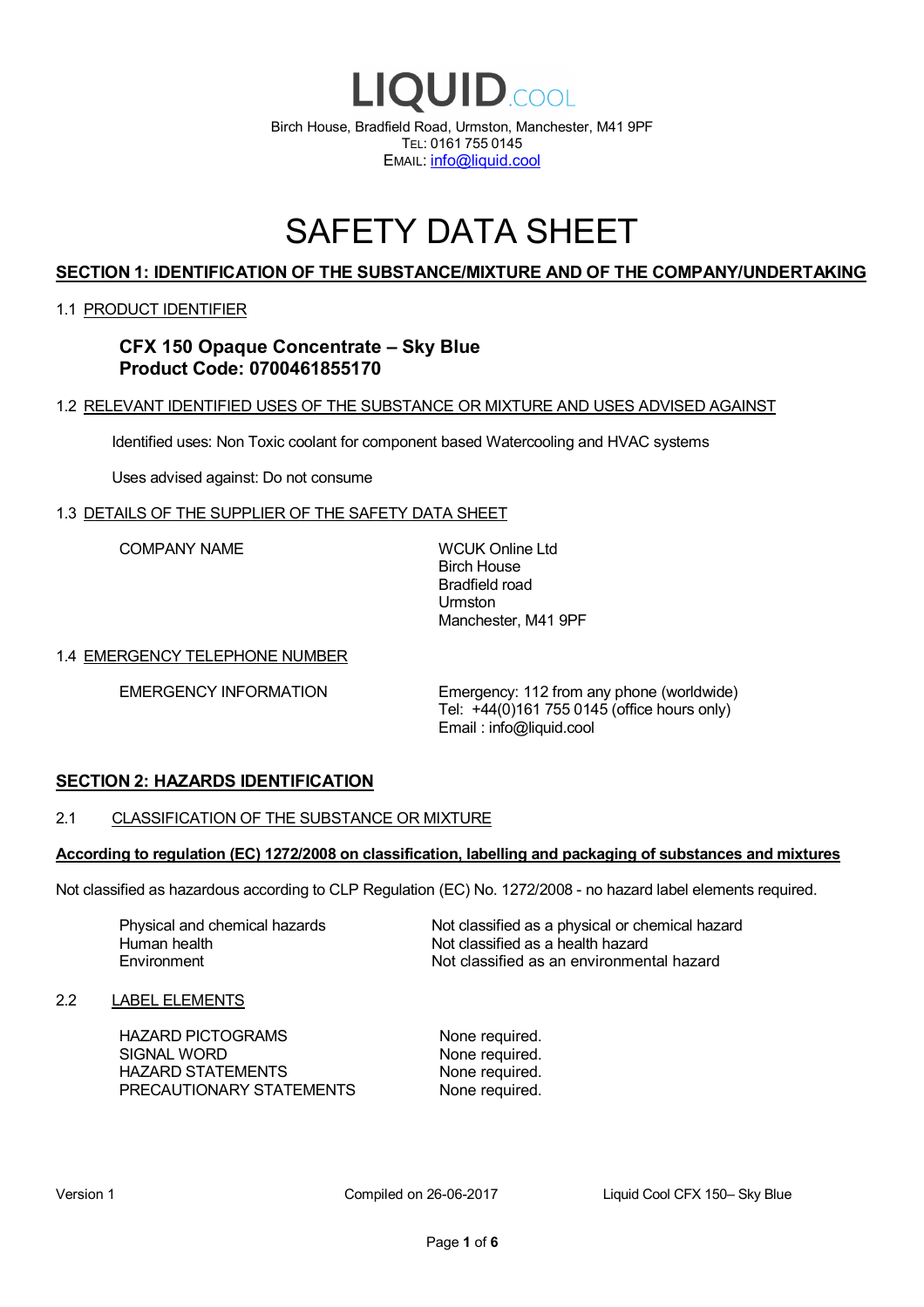# LIQUID.COOL

Birch House, Bradfield Road, Urmston, Manchester, M41 9PF
TEL: 0161 755 0145
EMAIL: info@liquid.cool

# SAFETY DATA SHEET

## SECTION 1: IDENTIFICATION OF THE SUBSTANCE/MIXTURE AND OF THE COMPANY/UNDERTAKING

### 1.1 PRODUCT IDENTIFIER

**CFX 150 Opaque Concentrate – Sky Blue**
**Product Code: 0700461855170**

### 1.2 RELEVANT IDENTIFIED USES OF THE SUBSTANCE OR MIXTURE AND USES ADVISED AGAINST

Identified uses: Non Toxic coolant for component based Watercooling and HVAC systems

Uses advised against: Do not consume

### 1.3 DETAILS OF THE SUPPLIER OF THE SAFETY DATA SHEET

| | |
|---|---|
| COMPANY NAME | WCUK Online Ltd<br>Birch House<br>Bradfield road<br>Urmston<br>Manchester, M41 9PF |

### 1.4 EMERGENCY TELEPHONE NUMBER

| | |
|---|---|
| EMERGENCY INFORMATION | Emergency: 112 from any phone (worldwide)<br>Tel: +44(0)161 755 0145 (office hours only)<br>Email : info@liquid.cool |

## SECTION 2: HAZARDS IDENTIFICATION

### 2.1 CLASSIFICATION OF THE SUBSTANCE OR MIXTURE

**According to regulation (EC) 1272/2008 on classification, labelling and packaging of substances and mixtures**

Not classified as hazardous according to CLP Regulation (EC) No. 1272/2008 - no hazard label elements required.

| | |
|---|---|
| Physical and chemical hazards | Not classified as a physical or chemical hazard |
| Human health | Not classified as a health hazard |
| Environment | Not classified as an environmental hazard |

### 2.2 LABEL ELEMENTS

| | |
|---|---|
| HAZARD PICTOGRAMS | None required. |
| SIGNAL WORD | None required. |
| HAZARD STATEMENTS | None required. |
| PRECAUTIONARY STATEMENTS | None required. |

Version 1 Compiled on 26-06-2017 Liquid Cool CFX 150– Sky Blue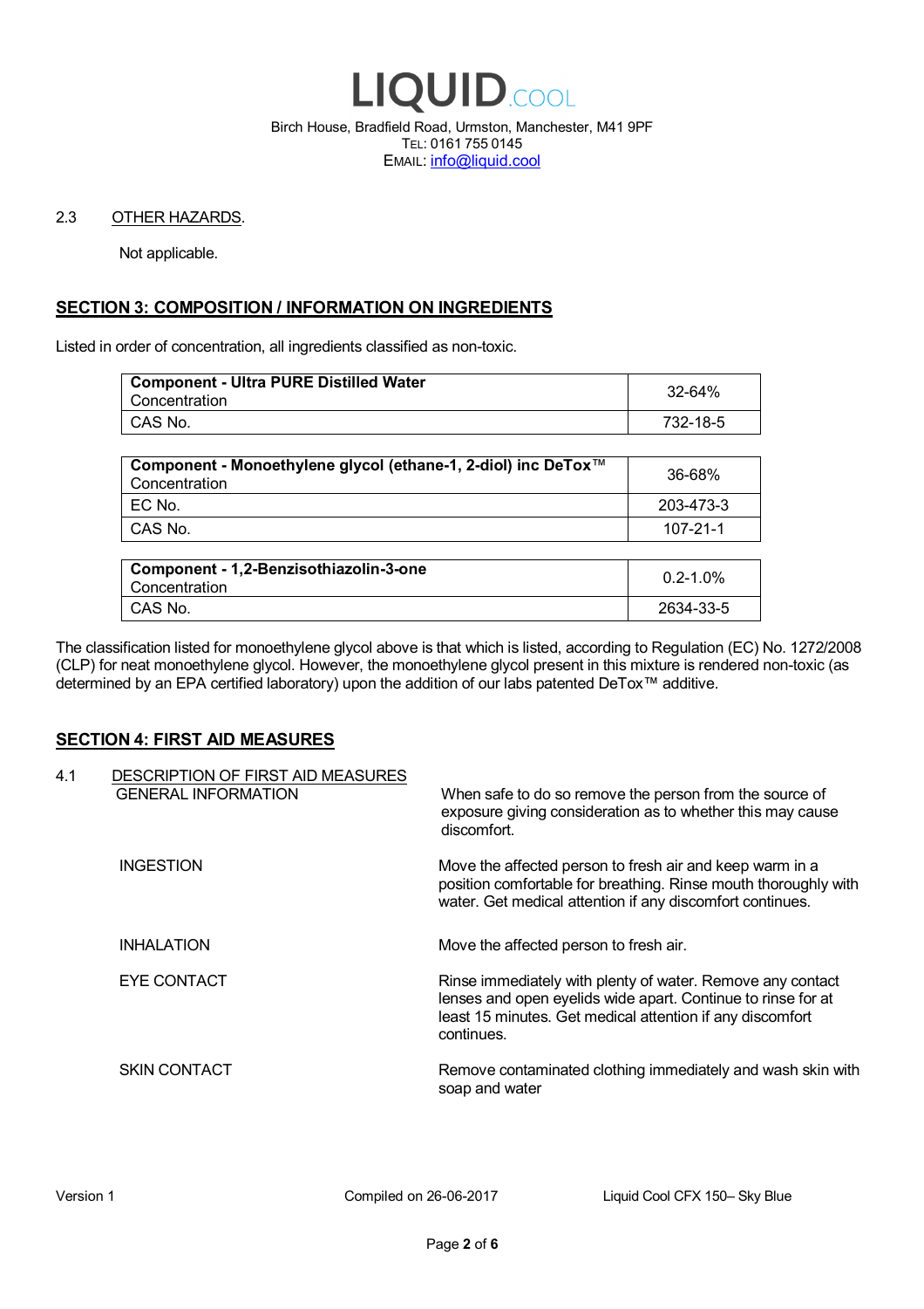2.3 OTHER HAZARDS.

Not applicable.

## SECTION 3: COMPOSITION / INFORMATION ON INGREDIENTS

Listed in order of concentration, all ingredients classified as non-toxic.

| **Component - Ultra PURE Distilled Water**<br>Concentration | 32-64% |
|---|---|
| CAS No. | 732-18-5 |

| **Component - Monoethylene glycol (ethane-1, 2-diol) inc DeTox™**<br>Concentration | 36-68% |
|---|---|
| EC No. | 203-473-3 |
| CAS No. | 107-21-1 |

| **Component - 1,2-Benzisothiazolin-3-one**<br>Concentration | 0.2-1.0% |
|---|---|
| CAS No. | 2634-33-5 |

The classification listed for monoethylene glycol above is that which is listed, according to Regulation (EC) No. 1272/2008 (CLP) for neat monoethylene glycol. However, the monoethylene glycol present in this mixture is rendered non-toxic (as determined by an EPA certified laboratory) upon the addition of our labs patented DeTox™ additive.

## SECTION 4: FIRST AID MEASURES

4.1 DESCRIPTION OF FIRST AID MEASURES

| | |
|---|---|
| GENERAL INFORMATION | When safe to do so remove the person from the source of exposure giving consideration as to whether this may cause discomfort. |
| INGESTION | Move the affected person to fresh air and keep warm in a position comfortable for breathing. Rinse mouth thoroughly with water. Get medical attention if any discomfort continues. |
| INHALATION | Move the affected person to fresh air. |
| EYE CONTACT | Rinse immediately with plenty of water. Remove any contact lenses and open eyelids wide apart. Continue to rinse for at least 15 minutes. Get medical attention if any discomfort continues. |
| SKIN CONTACT | Remove contaminated clothing immediately and wash skin with soap and water |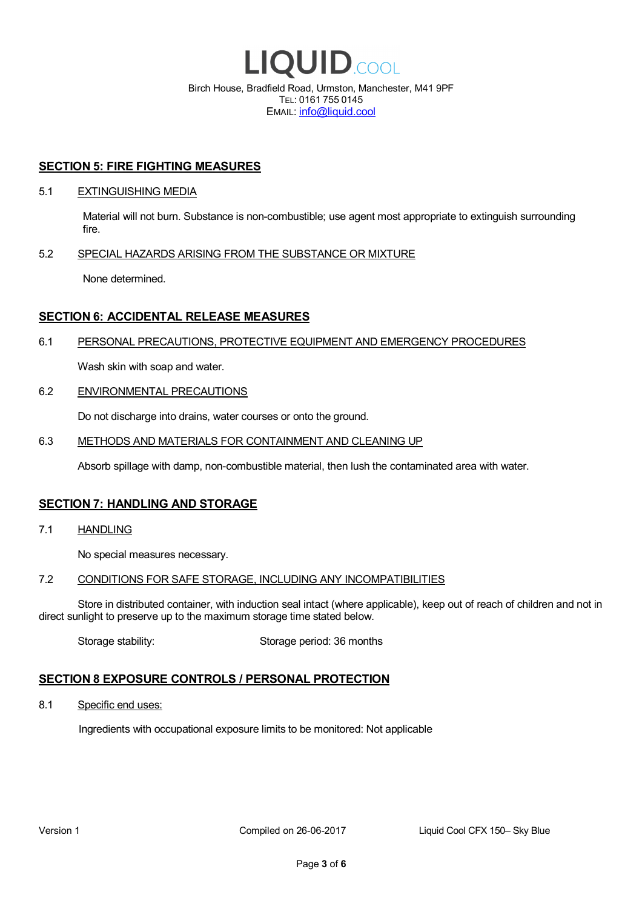## SECTION 5: FIRE FIGHTING MEASURES

5.1 EXTINGUISHING MEDIA

Material will not burn. Substance is non-combustible; use agent most appropriate to extinguish surrounding fire.

5.2 SPECIAL HAZARDS ARISING FROM THE SUBSTANCE OR MIXTURE

None determined.

## SECTION 6: ACCIDENTAL RELEASE MEASURES

6.1 PERSONAL PRECAUTIONS, PROTECTIVE EQUIPMENT AND EMERGENCY PROCEDURES

Wash skin with soap and water.

6.2 ENVIRONMENTAL PRECAUTIONS

Do not discharge into drains, water courses or onto the ground.

6.3 METHODS AND MATERIALS FOR CONTAINMENT AND CLEANING UP

Absorb spillage with damp, non-combustible material, then lush the contaminated area with water.

## SECTION 7: HANDLING AND STORAGE

7.1 HANDLING

No special measures necessary.

7.2 CONDITIONS FOR SAFE STORAGE, INCLUDING ANY INCOMPATIBILITIES

Store in distributed container, with induction seal intact (where applicable), keep out of reach of children and not in direct sunlight to preserve up to the maximum storage time stated below.

Storage stability: Storage period: 36 months

## SECTION 8 EXPOSURE CONTROLS / PERSONAL PROTECTION

8.1 Specific end uses:

Ingredients with occupational exposure limits to be monitored: Not applicable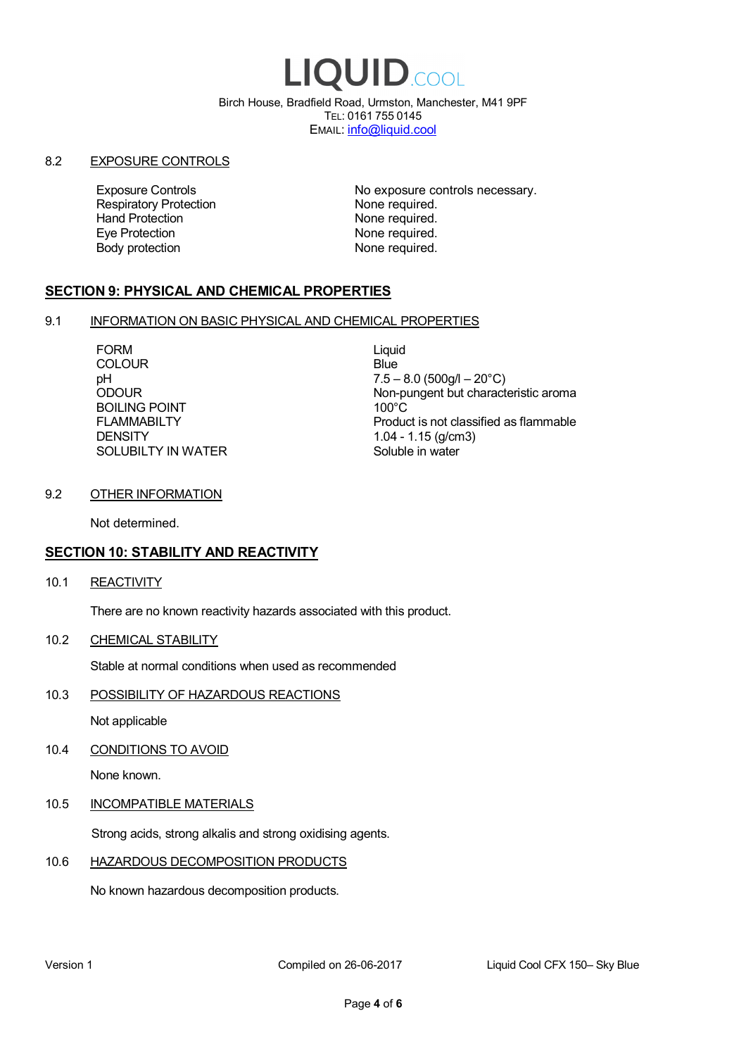LIQUID.COOL

Birch House, Bradfield Road, Urmston, Manchester, M41 9PF
TEL: 0161 755 0145
EMAIL: info@liquid.cool

8.2 EXPOSURE CONTROLS

| | |
|---|---|
| Exposure Controls | No exposure controls necessary. |
| Respiratory Protection | None required. |
| Hand Protection | None required. |
| Eye Protection | None required. |
| Body protection | None required. |

## SECTION 9: PHYSICAL AND CHEMICAL PROPERTIES

9.1 INFORMATION ON BASIC PHYSICAL AND CHEMICAL PROPERTIES

| | |
|---|---|
| FORM | Liquid |
| COLOUR | Blue |
| pH | 7.5 – 8.0 (500g/l – 20°C) |
| ODOUR | Non-pungent but characteristic aroma |
| BOILING POINT | 100°C |
| FLAMMABILTY | Product is not classified as flammable |
| DENSITY | 1.04 - 1.15 (g/cm3) |
| SOLUBILTY IN WATER | Soluble in water |

9.2 OTHER INFORMATION

Not determined.

## SECTION 10: STABILITY AND REACTIVITY

10.1 REACTIVITY

There are no known reactivity hazards associated with this product.

10.2 CHEMICAL STABILITY

Stable at normal conditions when used as recommended

10.3 POSSIBILITY OF HAZARDOUS REACTIONS

Not applicable

10.4 CONDITIONS TO AVOID

None known.

10.5 INCOMPATIBLE MATERIALS

Strong acids, strong alkalis and strong oxidising agents.

10.6 HAZARDOUS DECOMPOSITION PRODUCTS

No known hazardous decomposition products.

Version 1 Compiled on 26-06-2017 Liquid Cool CFX 150– Sky Blue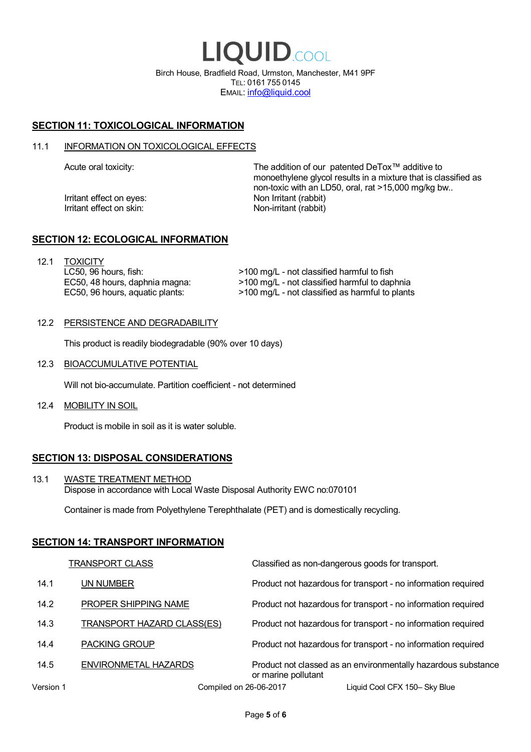# LIQUID.COOL

Birch House, Bradfield Road, Urmston, Manchester, M41 9PF
TEL: 0161 755 0145
EMAIL: info@liquid.cool

## SECTION 11: TOXICOLOGICAL INFORMATION

### 11.1 INFORMATION ON TOXICOLOGICAL EFFECTS

| | |
|---|---|
| Acute oral toxicity: | The addition of our patented DeTox™ additive to monoethylene glycol results in a mixture that is classified as non-toxic with an LD50, oral, rat >15,000 mg/kg bw.. |
| Irritant effect on eyes: | Non Irritant (rabbit) |
| Irritant effect on skin: | Non-irritant (rabbit) |

## SECTION 12: ECOLOGICAL INFORMATION

### 12.1 TOXICITY

| | |
|---|---|
| LC50, 96 hours, fish: | >100 mg/L - not classified harmful to fish |
| EC50, 48 hours, daphnia magna: | >100 mg/L - not classified harmful to daphnia |
| EC50, 96 hours, aquatic plants: | >100 mg/L - not classified as harmful to plants |

### 12.2 PERSISTENCE AND DEGRADABILITY

This product is readily biodegradable (90% over 10 days)

### 12.3 BIOACCUMULATIVE POTENTIAL

Will not bio-accumulate. Partition coefficient - not determined

### 12.4 MOBILITY IN SOIL

Product is mobile in soil as it is water soluble.

## SECTION 13: DISPOSAL CONSIDERATIONS

### 13.1 WASTE TREATMENT METHOD

Dispose in accordance with Local Waste Disposal Authority EWC no:070101

Container is made from Polyethylene Terephthalate (PET) and is domestically recycling.

## SECTION 14: TRANSPORT INFORMATION

| | | |
|---|---|---|
| | TRANSPORT CLASS | Classified as non-dangerous goods for transport. |
| 14.1 | UN NUMBER | Product not hazardous for transport - no information required |
| 14.2 | PROPER SHIPPING NAME | Product not hazardous for transport - no information required |
| 14.3 | TRANSPORT HAZARD CLASS(ES) | Product not hazardous for transport - no information required |
| 14.4 | PACKING GROUP | Product not hazardous for transport - no information required |
| 14.5 | ENVIRONMETAL HAZARDS | Product not classed as an environmentally hazardous substance or marine pollutant |

Version 1 | Compiled on 26-06-2017 | Liquid Cool CFX 150– Sky Blue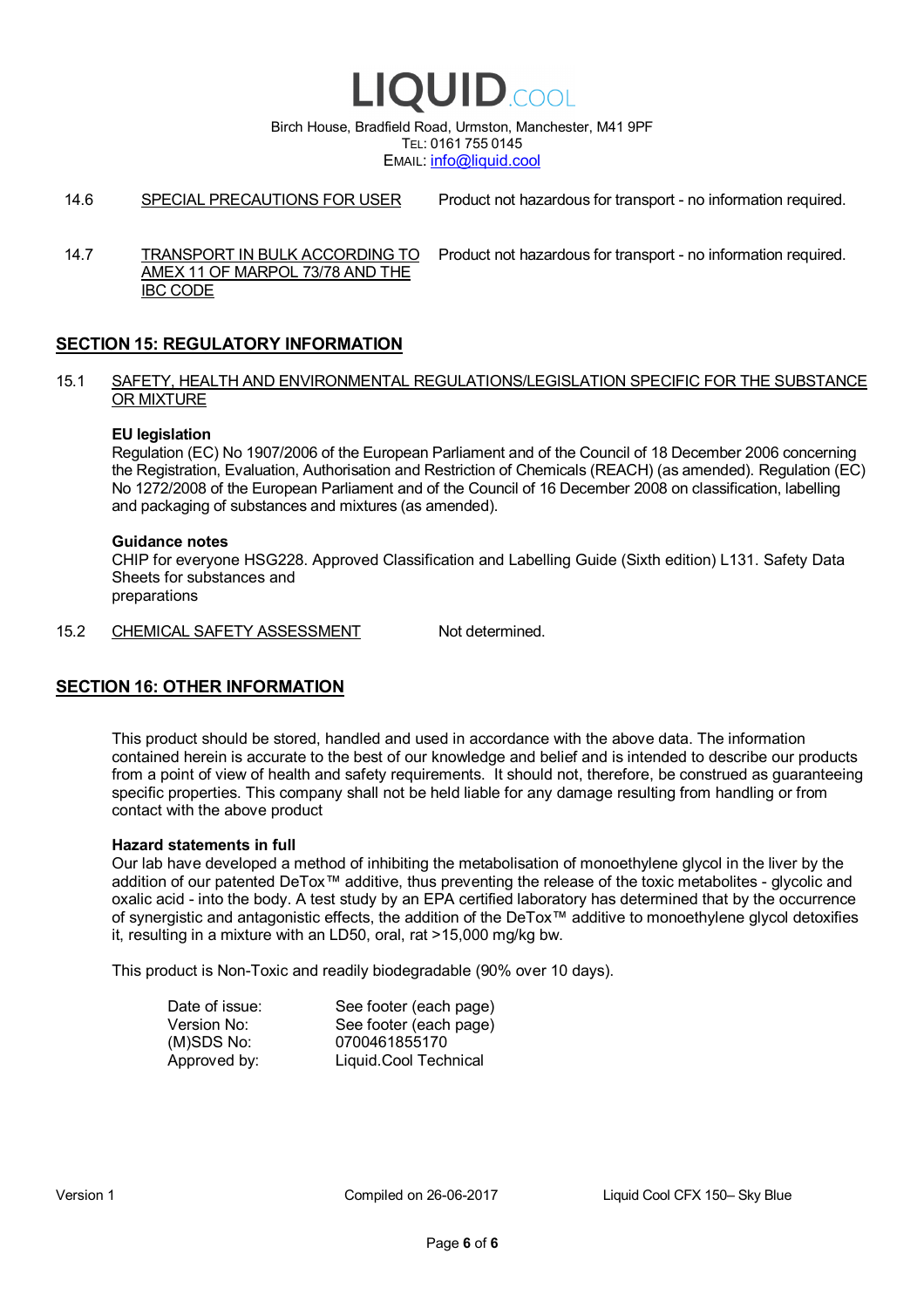14.6 SPECIAL PRECAUTIONS FOR USER — Product not hazardous for transport - no information required.

14.7 TRANSPORT IN BULK ACCORDING TO AMEX 11 OF MARPOL 73/78 AND THE IBC CODE — Product not hazardous for transport - no information required.

## SECTION 15: REGULATORY INFORMATION

15.1 SAFETY, HEALTH AND ENVIRONMENTAL REGULATIONS/LEGISLATION SPECIFIC FOR THE SUBSTANCE OR MIXTURE

**EU legislation**
Regulation (EC) No 1907/2006 of the European Parliament and of the Council of 18 December 2006 concerning the Registration, Evaluation, Authorisation and Restriction of Chemicals (REACH) (as amended). Regulation (EC) No 1272/2008 of the European Parliament and of the Council of 16 December 2008 on classification, labelling and packaging of substances and mixtures (as amended).

**Guidance notes**
CHIP for everyone HSG228. Approved Classification and Labelling Guide (Sixth edition) L131. Safety Data Sheets for substances and preparations

15.2 CHEMICAL SAFETY ASSESSMENT — Not determined.

## SECTION 16: OTHER INFORMATION

This product should be stored, handled and used in accordance with the above data. The information contained herein is accurate to the best of our knowledge and belief and is intended to describe our products from a point of view of health and safety requirements. It should not, therefore, be construed as guaranteeing specific properties. This company shall not be held liable for any damage resulting from handling or from contact with the above product

**Hazard statements in full**
Our lab have developed a method of inhibiting the metabolisation of monoethylene glycol in the liver by the addition of our patented DeTox™ additive, thus preventing the release of the toxic metabolites - glycolic and oxalic acid - into the body. A test study by an EPA certified laboratory has determined that by the occurrence of synergistic and antagonistic effects, the addition of the DeTox™ additive to monoethylene glycol detoxifies it, resulting in a mixture with an LD50, oral, rat >15,000 mg/kg bw.

This product is Non-Toxic and readily biodegradable (90% over 10 days).

| | |
|---|---|
| Date of issue: | See footer (each page) |
| Version No: | See footer (each page) |
| (M)SDS No: | 0700461855170 |
| Approved by: | Liquid.Cool Technical |